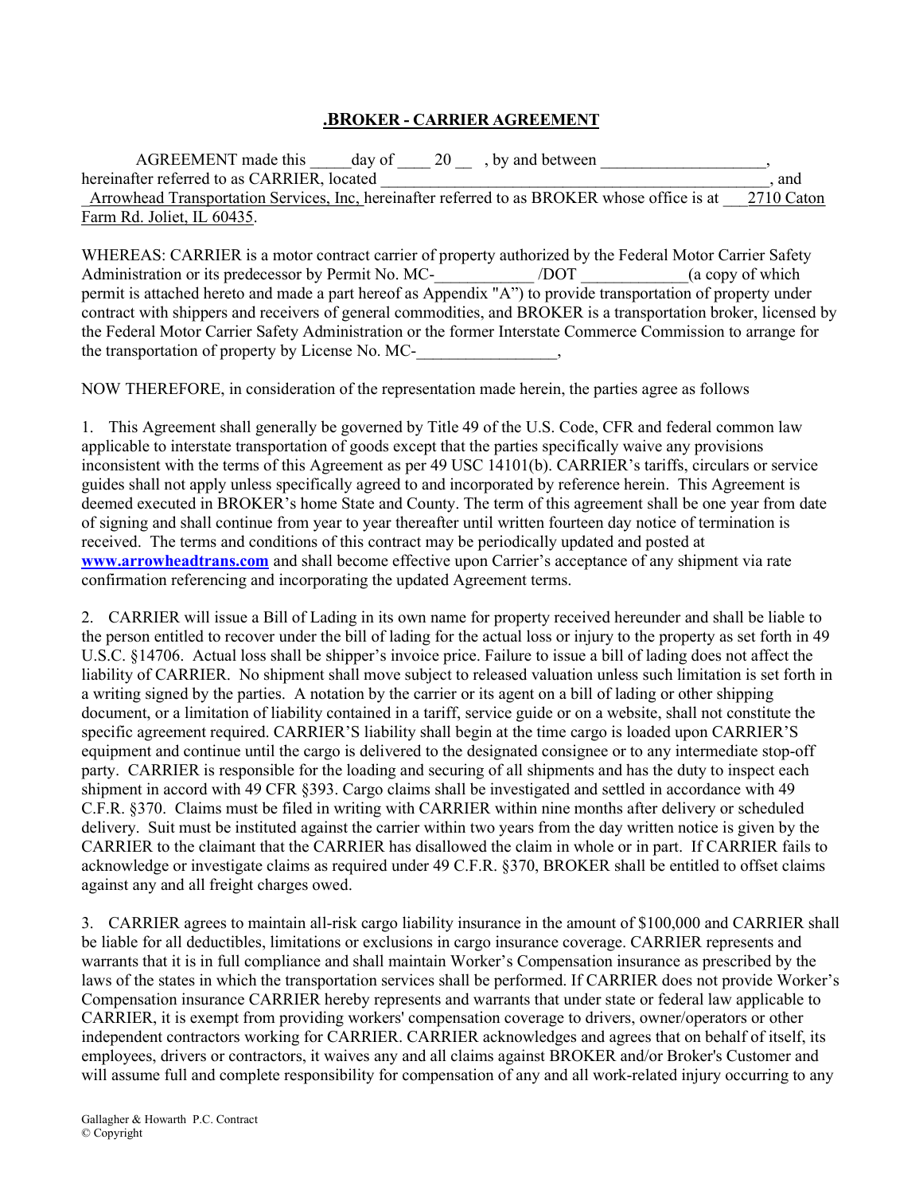# .BROKER - CARRIER AGREEMENT

AGREEMENT made this _____day of ____ 20 __ , by and between ____________________, hereinafter referred to as CARRIER, located _______________________________________________, and _Arrowhead Transportation Services, Inc, hereinafter referred to as BROKER whose office is at ___2710 Caton Farm Rd. Joliet, IL 60435.

WHEREAS: CARRIER is a motor contract carrier of property authorized by the Federal Motor Carrier Safety Administration or its predecessor by Permit No. MC-____________ /DOT _____________(a copy of which permit is attached hereto and made a part hereof as Appendix "A") to provide transportation of property under contract with shippers and receivers of general commodities, and BROKER is a transportation broker, licensed by the Federal Motor Carrier Safety Administration or the former Interstate Commerce Commission to arrange for the transportation of property by License No. MC-_________________,

NOW THEREFORE, in consideration of the representation made herein, the parties agree as follows

1. This Agreement shall generally be governed by Title 49 of the U.S. Code, CFR and federal common law applicable to interstate transportation of goods except that the parties specifically waive any provisions inconsistent with the terms of this Agreement as per 49 USC 14101(b). CARRIER's tariffs, circulars or service guides shall not apply unless specifically agreed to and incorporated by reference herein. This Agreement is deemed executed in BROKER's home State and County. The term of this agreement shall be one year from date of signing and shall continue from year to year thereafter until written fourteen day notice of termination is received. The terms and conditions of this contract may be periodically updated and posted at **www.arrowheadtrans.com** and shall become effective upon Carrier's acceptance of any shipment via rate confirmation referencing and incorporating the updated Agreement terms.

2. CARRIER will issue a Bill of Lading in its own name for property received hereunder and shall be liable to the person entitled to recover under the bill of lading for the actual loss or injury to the property as set forth in 49 U.S.C. §14706. Actual loss shall be shipper's invoice price. Failure to issue a bill of lading does not affect the liability of CARRIER. No shipment shall move subject to released valuation unless such limitation is set forth in a writing signed by the parties. A notation by the carrier or its agent on a bill of lading or other shipping document, or a limitation of liability contained in a tariff, service guide or on a website, shall not constitute the specific agreement required. CARRIER'S liability shall begin at the time cargo is loaded upon CARRIER'S equipment and continue until the cargo is delivered to the designated consignee or to any intermediate stop-off party. CARRIER is responsible for the loading and securing of all shipments and has the duty to inspect each shipment in accord with 49 CFR §393. Cargo claims shall be investigated and settled in accordance with 49 C.F.R. §370. Claims must be filed in writing with CARRIER within nine months after delivery or scheduled delivery. Suit must be instituted against the carrier within two years from the day written notice is given by the CARRIER to the claimant that the CARRIER has disallowed the claim in whole or in part. If CARRIER fails to acknowledge or investigate claims as required under 49 C.F.R. §370, BROKER shall be entitled to offset claims against any and all freight charges owed.

3. CARRIER agrees to maintain all-risk cargo liability insurance in the amount of $100,000 and CARRIER shall be liable for all deductibles, limitations or exclusions in cargo insurance coverage. CARRIER represents and warrants that it is in full compliance and shall maintain Worker's Compensation insurance as prescribed by the laws of the states in which the transportation services shall be performed. If CARRIER does not provide Worker's Compensation insurance CARRIER hereby represents and warrants that under state or federal law applicable to CARRIER, it is exempt from providing workers' compensation coverage to drivers, owner/operators or other independent contractors working for CARRIER. CARRIER acknowledges and agrees that on behalf of itself, its employees, drivers or contractors, it waives any and all claims against BROKER and/or Broker's Customer and will assume full and complete responsibility for compensation of any and all work-related injury occurring to any

Gallagher & Howarth P.C. Contract
© Copyright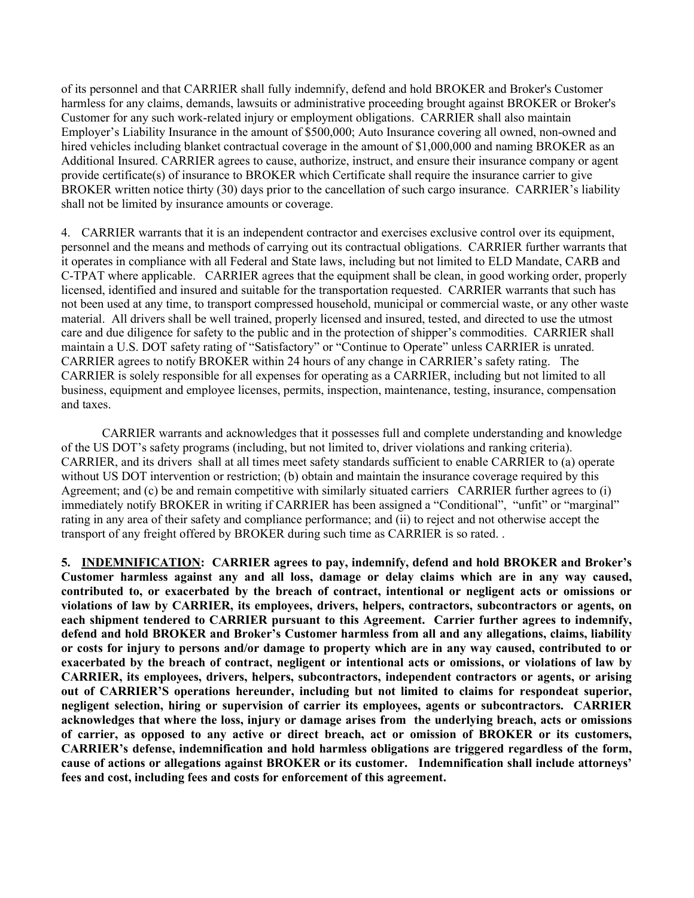of its personnel and that CARRIER shall fully indemnify, defend and hold BROKER and Broker's Customer harmless for any claims, demands, lawsuits or administrative proceeding brought against BROKER or Broker's Customer for any such work-related injury or employment obligations. CARRIER shall also maintain Employer's Liability Insurance in the amount of $500,000; Auto Insurance covering all owned, non-owned and hired vehicles including blanket contractual coverage in the amount of $1,000,000 and naming BROKER as an Additional Insured. CARRIER agrees to cause, authorize, instruct, and ensure their insurance company or agent provide certificate(s) of insurance to BROKER which Certificate shall require the insurance carrier to give BROKER written notice thirty (30) days prior to the cancellation of such cargo insurance. CARRIER's liability shall not be limited by insurance amounts or coverage.

4. CARRIER warrants that it is an independent contractor and exercises exclusive control over its equipment, personnel and the means and methods of carrying out its contractual obligations. CARRIER further warrants that it operates in compliance with all Federal and State laws, including but not limited to ELD Mandate, CARB and C-TPAT where applicable. CARRIER agrees that the equipment shall be clean, in good working order, properly licensed, identified and insured and suitable for the transportation requested. CARRIER warrants that such has not been used at any time, to transport compressed household, municipal or commercial waste, or any other waste material. All drivers shall be well trained, properly licensed and insured, tested, and directed to use the utmost care and due diligence for safety to the public and in the protection of shipper's commodities. CARRIER shall maintain a U.S. DOT safety rating of "Satisfactory" or "Continue to Operate" unless CARRIER is unrated. CARRIER agrees to notify BROKER within 24 hours of any change in CARRIER's safety rating. The CARRIER is solely responsible for all expenses for operating as a CARRIER, including but not limited to all business, equipment and employee licenses, permits, inspection, maintenance, testing, insurance, compensation and taxes.

CARRIER warrants and acknowledges that it possesses full and complete understanding and knowledge of the US DOT's safety programs (including, but not limited to, driver violations and ranking criteria). CARRIER, and its drivers shall at all times meet safety standards sufficient to enable CARRIER to (a) operate without US DOT intervention or restriction; (b) obtain and maintain the insurance coverage required by this Agreement; and (c) be and remain competitive with similarly situated carriers CARRIER further agrees to (i) immediately notify BROKER in writing if CARRIER has been assigned a "Conditional", "unfit" or "marginal" rating in any area of their safety and compliance performance; and (ii) to reject and not otherwise accept the transport of any freight offered by BROKER during such time as CARRIER is so rated. .

**5. <u>INDEMNIFICATION</u>: CARRIER agrees to pay, indemnify, defend and hold BROKER and Broker's Customer harmless against any and all loss, damage or delay claims which are in any way caused, contributed to, or exacerbated by the breach of contract, intentional or negligent acts or omissions or violations of law by CARRIER, its employees, drivers, helpers, contractors, subcontractors or agents, on each shipment tendered to CARRIER pursuant to this Agreement. Carrier further agrees to indemnify, defend and hold BROKER and Broker's Customer harmless from all and any allegations, claims, liability or costs for injury to persons and/or damage to property which are in any way caused, contributed to or exacerbated by the breach of contract, negligent or intentional acts or omissions, or violations of law by CARRIER, its employees, drivers, helpers, subcontractors, independent contractors or agents, or arising out of CARRIER'S operations hereunder, including but not limited to claims for respondeat superior, negligent selection, hiring or supervision of carrier its employees, agents or subcontractors. CARRIER acknowledges that where the loss, injury or damage arises from the underlying breach, acts or omissions of carrier, as opposed to any active or direct breach, act or omission of BROKER or its customers, CARRIER's defense, indemnification and hold harmless obligations are triggered regardless of the form, cause of actions or allegations against BROKER or its customer. Indemnification shall include attorneys' fees and cost, including fees and costs for enforcement of this agreement.**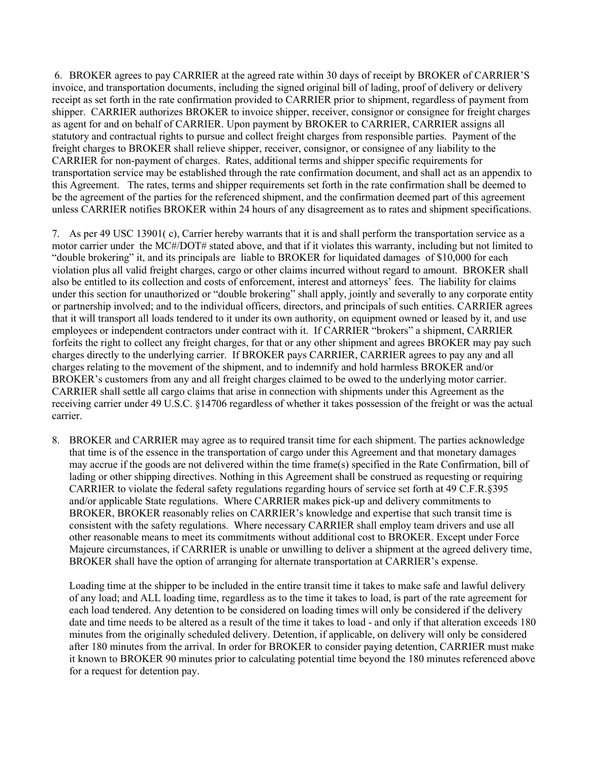6. BROKER agrees to pay CARRIER at the agreed rate within 30 days of receipt by BROKER of CARRIER'S invoice, and transportation documents, including the signed original bill of lading, proof of delivery or delivery receipt as set forth in the rate confirmation provided to CARRIER prior to shipment, regardless of payment from shipper. CARRIER authorizes BROKER to invoice shipper, receiver, consignor or consignee for freight charges as agent for and on behalf of CARRIER. Upon payment by BROKER to CARRIER, CARRIER assigns all statutory and contractual rights to pursue and collect freight charges from responsible parties. Payment of the freight charges to BROKER shall relieve shipper, receiver, consignor, or consignee of any liability to the CARRIER for non-payment of charges. Rates, additional terms and shipper specific requirements for transportation service may be established through the rate confirmation document, and shall act as an appendix to this Agreement. The rates, terms and shipper requirements set forth in the rate confirmation shall be deemed to be the agreement of the parties for the referenced shipment, and the confirmation deemed part of this agreement unless CARRIER notifies BROKER within 24 hours of any disagreement as to rates and shipment specifications.

7. As per 49 USC 13901( c), Carrier hereby warrants that it is and shall perform the transportation service as a motor carrier under the MC#/DOT# stated above, and that if it violates this warranty, including but not limited to "double brokering" it, and its principals are liable to BROKER for liquidated damages of $10,000 for each violation plus all valid freight charges, cargo or other claims incurred without regard to amount. BROKER shall also be entitled to its collection and costs of enforcement, interest and attorneys' fees. The liability for claims under this section for unauthorized or "double brokering" shall apply, jointly and severally to any corporate entity or partnership involved; and to the individual officers, directors, and principals of such entities. CARRIER agrees that it will transport all loads tendered to it under its own authority, on equipment owned or leased by it, and use employees or independent contractors under contract with it. If CARRIER "brokers" a shipment, CARRIER forfeits the right to collect any freight charges, for that or any other shipment and agrees BROKER may pay such charges directly to the underlying carrier. If BROKER pays CARRIER, CARRIER agrees to pay any and all charges relating to the movement of the shipment, and to indemnify and hold harmless BROKER and/or BROKER's customers from any and all freight charges claimed to be owed to the underlying motor carrier. CARRIER shall settle all cargo claims that arise in connection with shipments under this Agreement as the receiving carrier under 49 U.S.C. §14706 regardless of whether it takes possession of the freight or was the actual carrier.

8. BROKER and CARRIER may agree as to required transit time for each shipment. The parties acknowledge that time is of the essence in the transportation of cargo under this Agreement and that monetary damages may accrue if the goods are not delivered within the time frame(s) specified in the Rate Confirmation, bill of lading or other shipping directives. Nothing in this Agreement shall be construed as requesting or requiring CARRIER to violate the federal safety regulations regarding hours of service set forth at 49 C.F.R.§395 and/or applicable State regulations. Where CARRIER makes pick-up and delivery commitments to BROKER, BROKER reasonably relies on CARRIER's knowledge and expertise that such transit time is consistent with the safety regulations. Where necessary CARRIER shall employ team drivers and use all other reasonable means to meet its commitments without additional cost to BROKER. Except under Force Majeure circumstances, if CARRIER is unable or unwilling to deliver a shipment at the agreed delivery time, BROKER shall have the option of arranging for alternate transportation at CARRIER's expense.

   Loading time at the shipper to be included in the entire transit time it takes to make safe and lawful delivery of any load; and ALL loading time, regardless as to the time it takes to load, is part of the rate agreement for each load tendered. Any detention to be considered on loading times will only be considered if the delivery date and time needs to be altered as a result of the time it takes to load - and only if that alteration exceeds 180 minutes from the originally scheduled delivery. Detention, if applicable, on delivery will only be considered after 180 minutes from the arrival. In order for BROKER to consider paying detention, CARRIER must make it known to BROKER 90 minutes prior to calculating potential time beyond the 180 minutes referenced above for a request for detention pay.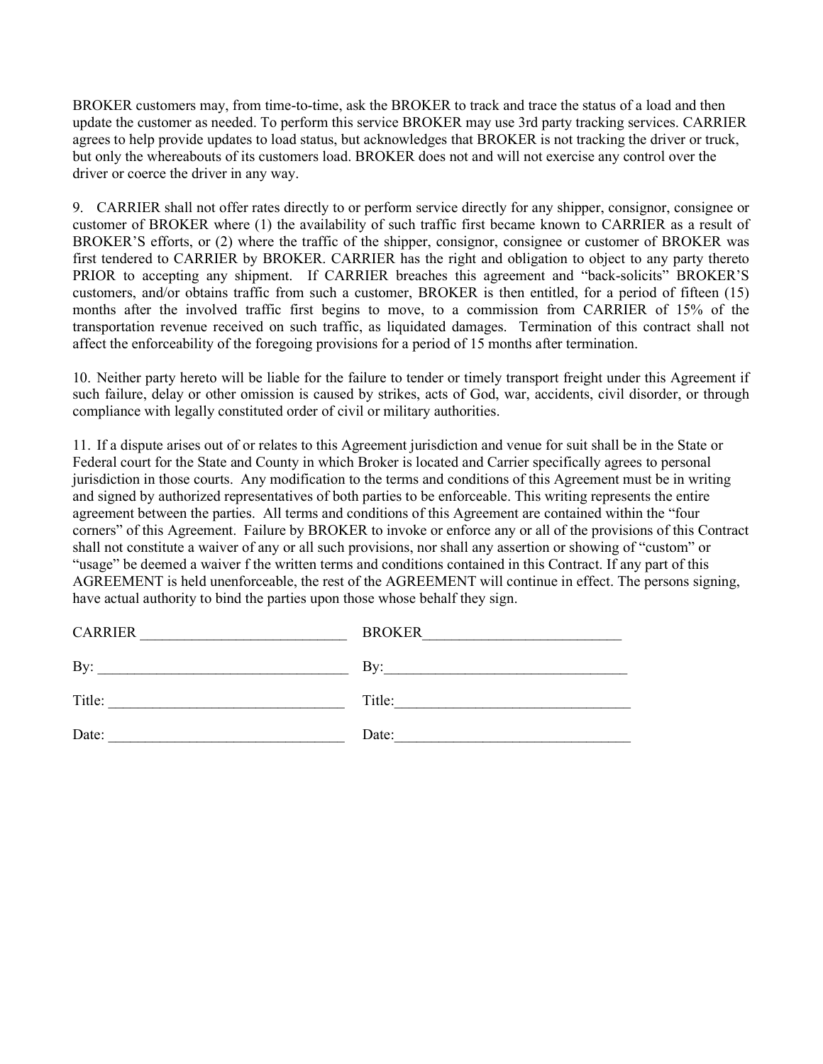BROKER customers may, from time-to-time, ask the BROKER to track and trace the status of a load and then update the customer as needed. To perform this service BROKER may use 3rd party tracking services. CARRIER agrees to help provide updates to load status, but acknowledges that BROKER is not tracking the driver or truck, but only the whereabouts of its customers load. BROKER does not and will not exercise any control over the driver or coerce the driver in any way.

9. CARRIER shall not offer rates directly to or perform service directly for any shipper, consignor, consignee or customer of BROKER where (1) the availability of such traffic first became known to CARRIER as a result of BROKER'S efforts, or (2) where the traffic of the shipper, consignor, consignee or customer of BROKER was first tendered to CARRIER by BROKER. CARRIER has the right and obligation to object to any party thereto PRIOR to accepting any shipment. If CARRIER breaches this agreement and "back-solicits" BROKER'S customers, and/or obtains traffic from such a customer, BROKER is then entitled, for a period of fifteen (15) months after the involved traffic first begins to move, to a commission from CARRIER of 15% of the transportation revenue received on such traffic, as liquidated damages. Termination of this contract shall not affect the enforceability of the foregoing provisions for a period of 15 months after termination.

10. Neither party hereto will be liable for the failure to tender or timely transport freight under this Agreement if such failure, delay or other omission is caused by strikes, acts of God, war, accidents, civil disorder, or through compliance with legally constituted order of civil or military authorities.

11. If a dispute arises out of or relates to this Agreement jurisdiction and venue for suit shall be in the State or Federal court for the State and County in which Broker is located and Carrier specifically agrees to personal jurisdiction in those courts. Any modification to the terms and conditions of this Agreement must be in writing and signed by authorized representatives of both parties to be enforceable. This writing represents the entire agreement between the parties. All terms and conditions of this Agreement are contained within the "four corners" of this Agreement. Failure by BROKER to invoke or enforce any or all of the provisions of this Contract shall not constitute a waiver of any or all such provisions, nor shall any assertion or showing of "custom" or "usage" be deemed a waiver f the written terms and conditions contained in this Contract. If any part of this AGREEMENT is held unenforceable, the rest of the AGREEMENT will continue in effect. The persons signing, have actual authority to bind the parties upon those whose behalf they sign.

| | |
|---|---|
| CARRIER ___________________________ | BROKER__________________________ |
| By: _________________________________ | By:________________________________ |
| Title: _______________________________ | Title:_______________________________ |
| Date: _______________________________ | Date:_______________________________ |